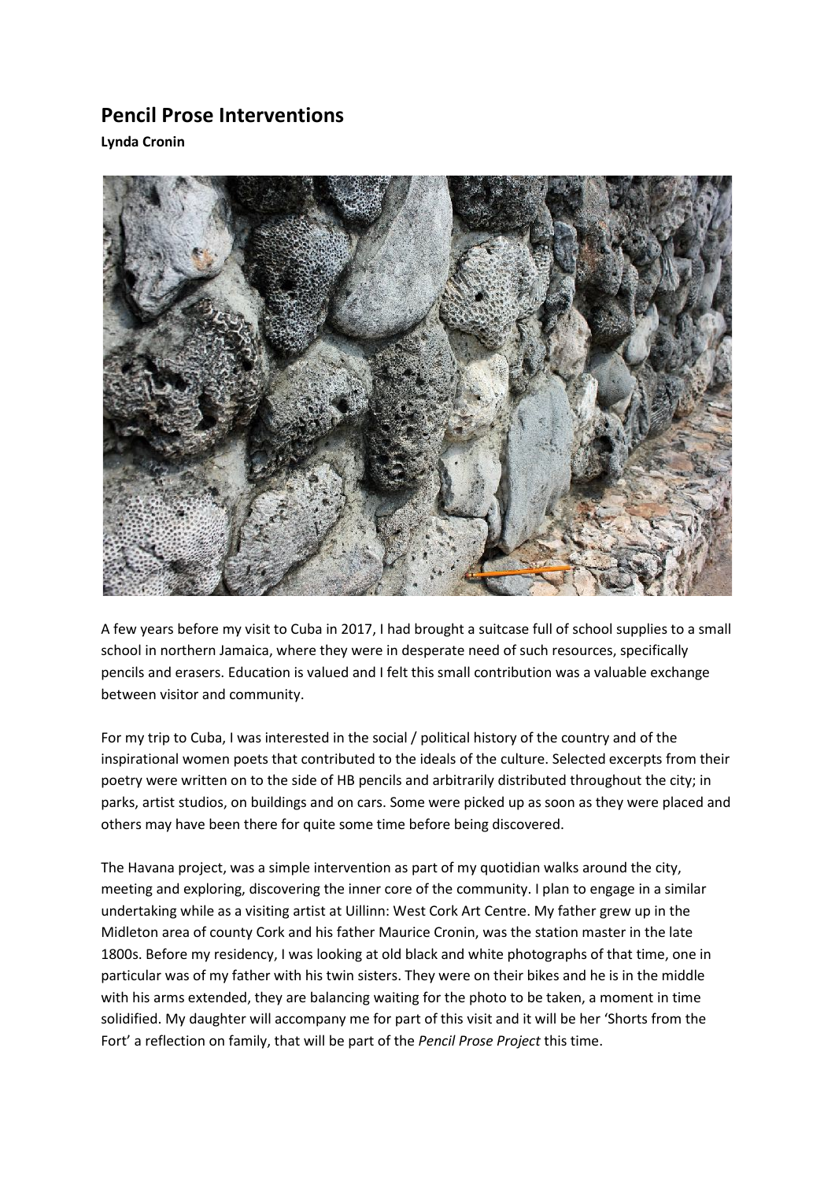# Pencil Prose Interventions

**Lynda Cronin**

A few years before my visit to Cuba in 2017, I had brought a suitcase full of school supplies to a small school in northern Jamaica, where they were in desperate need of such resources, specifically pencils and erasers. Education is valued and I felt this small contribution was a valuable exchange between visitor and community.

For my trip to Cuba, I was interested in the social / political history of the country and of the inspirational women poets that contributed to the ideals of the culture. Selected excerpts from their poetry were written on to the side of HB pencils and arbitrarily distributed throughout the city; in parks, artist studios, on buildings and on cars. Some were picked up as soon as they were placed and others may have been there for quite some time before being discovered.

The Havana project, was a simple intervention as part of my quotidian walks around the city, meeting and exploring, discovering the inner core of the community. I plan to engage in a similar undertaking while as a visiting artist at Uillinn: West Cork Art Centre. My father grew up in the Midleton area of county Cork and his father Maurice Cronin, was the station master in the late 1800s. Before my residency, I was looking at old black and white photographs of that time, one in particular was of my father with his twin sisters. They were on their bikes and he is in the middle with his arms extended, they are balancing waiting for the photo to be taken, a moment in time solidified. My daughter will accompany me for part of this visit and it will be her 'Shorts from the Fort' a reflection on family, that will be part of the *Pencil Prose Project* this time.